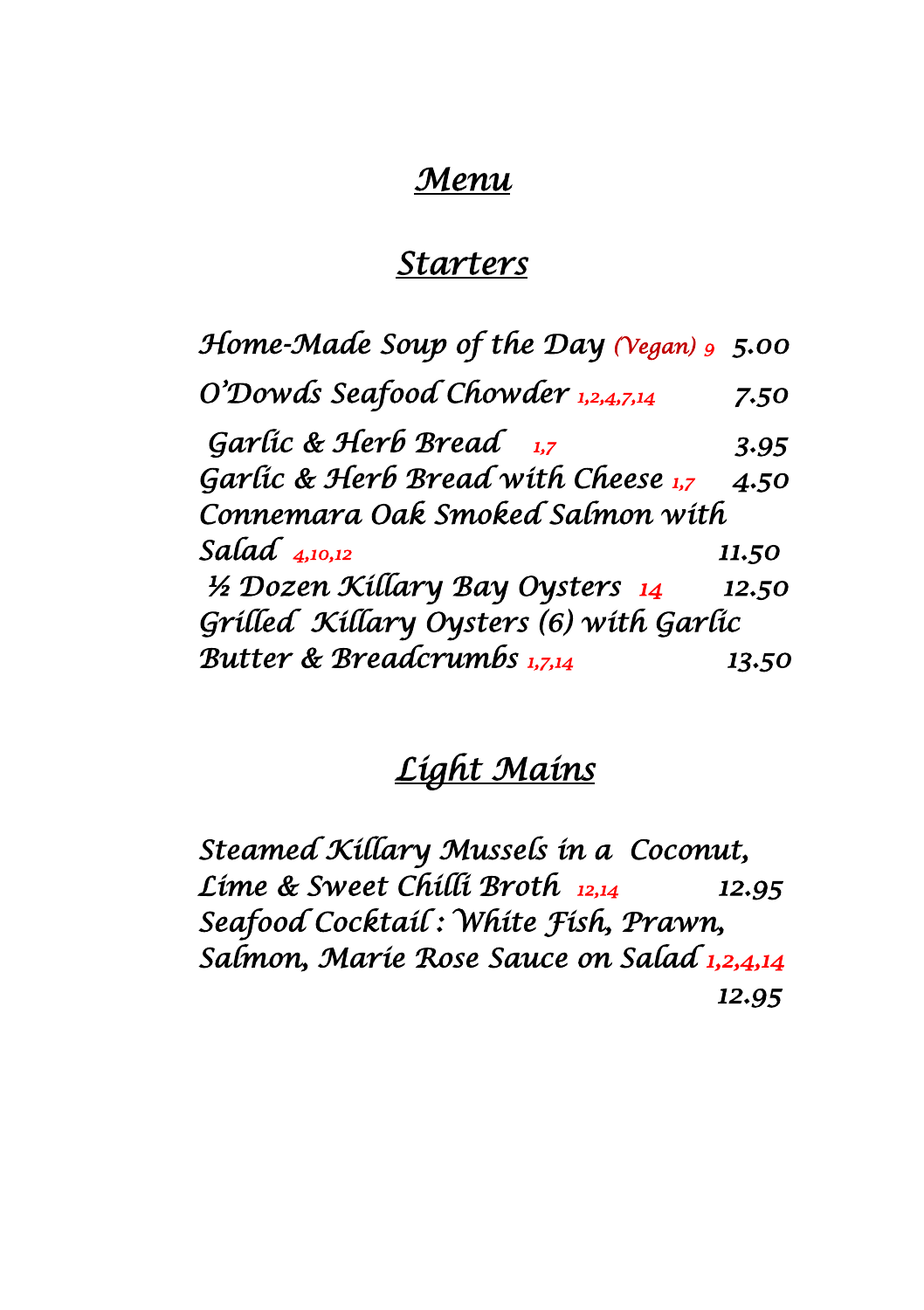# *Menu*

## *Starters*

*Home-Made Soup of the Day (Vegan) 9 5.00*

*O'Dowds Seafood Chowder 1,2,4,7,14 7.50*

*Garlic & Herb Bread 1,7 3.95*

*Garlic & Herb Bread with Cheese 1,7 4.50*

*Connemara Oak Smoked Salmon with Salad 4,10,12 11.50*

*½ Dozen Killary Bay Oysters 14 12.50*

*Grilled Killary Oysters (6) with Garlic Butter & Breadcrumbs 1,7,14 13.50*

## *Light Mains*

*Steamed Killary Mussels in a Coconut, Lime & Sweet Chilli Broth 12,14 12.95*

*Seafood Cocktail : White Fish, Prawn, Salmon, Marie Rose Sauce on Salad 1,2,4,14 12.95*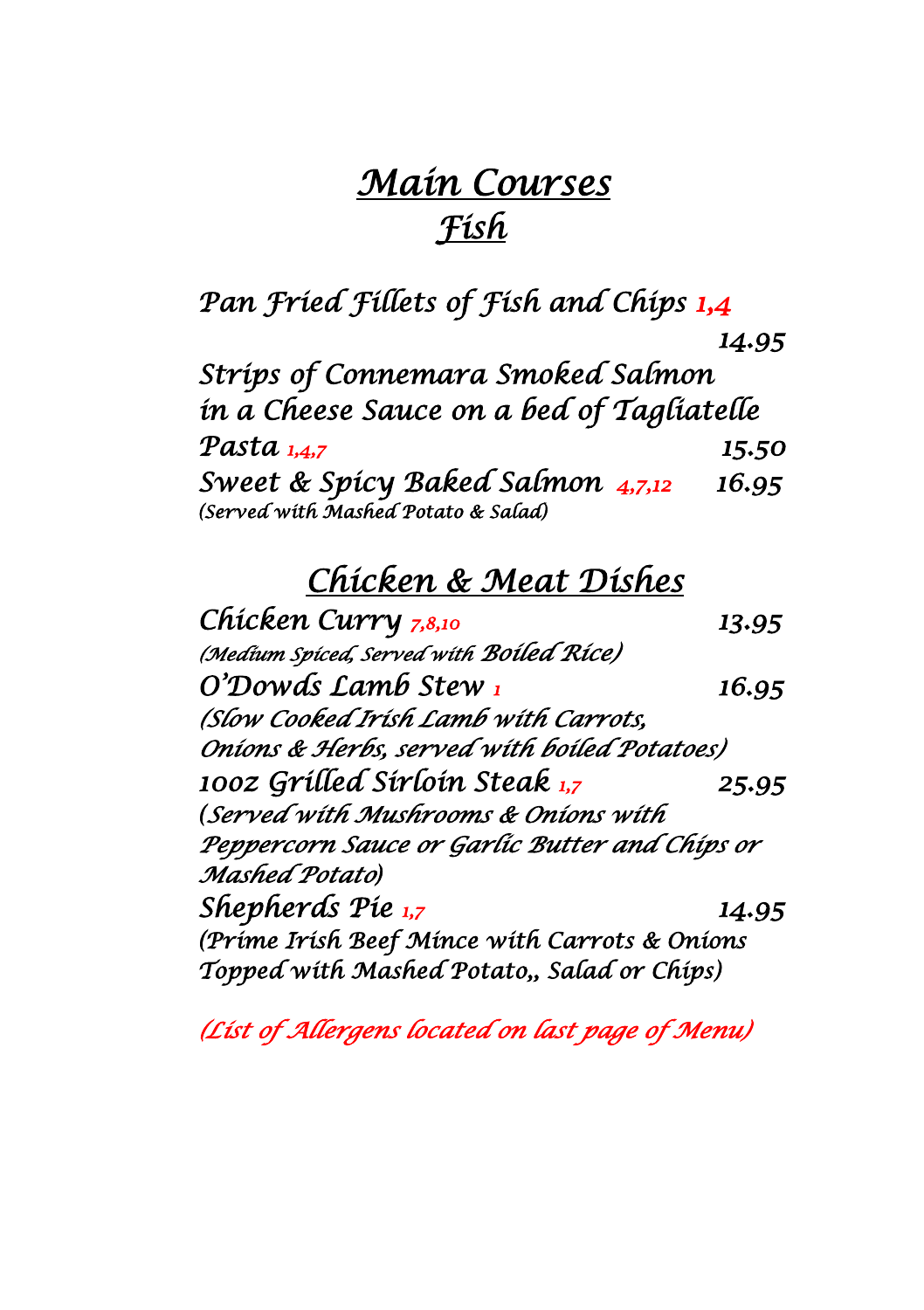# Main Courses

## Fish

**Pan Fried Fillets of Fish and Chips** 1,4
14.95

**Strips of Connemara Smoked Salmon in a Cheese Sauce on a bed of Tagliatelle Pasta** 1,4,7
15.50

**Sweet & Spicy Baked Salmon** 4,7,12
16.95
*(Served with Mashed Potato & Salad)*

## Chicken & Meat Dishes

**Chicken Curry** 7,8,10
13.95
*(Medium Spiced, Served with Boiled Rice)*

**O'Dowds Lamb Stew** 1
16.95
*(Slow Cooked Irish Lamb with Carrots, Onions & Herbs, served with boiled Potatoes)*

**10oz Grilled Sirloin Steak** 1,7
25.95
*(Served with Mushrooms & Onions with Peppercorn Sauce or Garlic Butter and Chips or Mashed Potato)*

**Shepherds Pie** 1,7
14.95
*(Prime Irish Beef Mince with Carrots & Onions Topped with Mashed Potato,, Salad or Chips)*

*(List of Allergens located on last page of Menu)*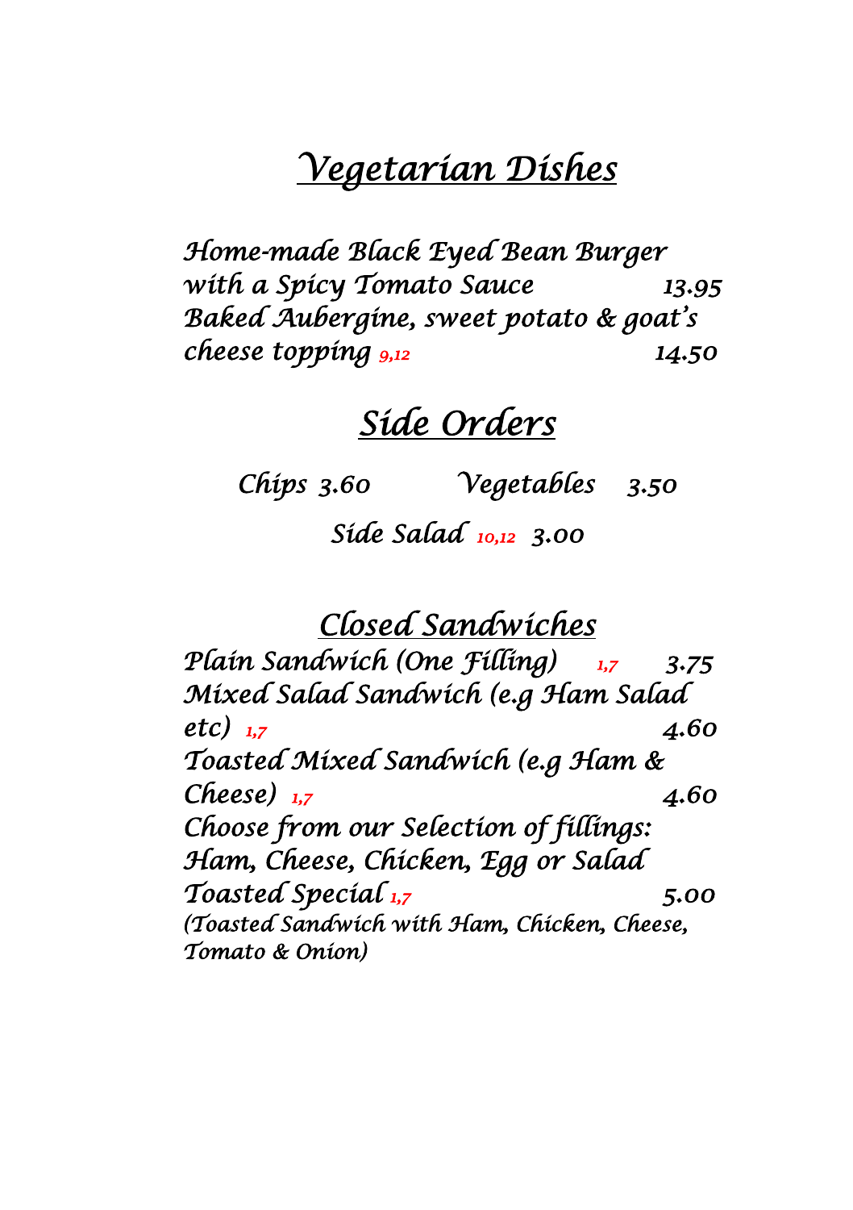## Vegetarian Dishes

*Home-made Black Eyed Bean Burger with a Spicy Tomato Sauce* 13.95

*Baked Aubergine, sweet potato & goat's cheese topping* 9,12 14.50

## Side Orders

*Chips* 3.60 *Vegetables* 3.50

*Side Salad* 10,12 3.00

## Closed Sandwiches

*Plain Sandwich (One Filling)* 1,7 3.75

*Mixed Salad Sandwich (e.g Ham Salad etc)* 1,7 4.60

*Toasted Mixed Sandwich (e.g Ham & Cheese)* 1,7 4.60

*Choose from our Selection of fillings: Ham, Cheese, Chicken, Egg or Salad*

*Toasted Special* 1,7 5.00

*(Toasted Sandwich with Ham, Chicken, Cheese, Tomato & Onion)*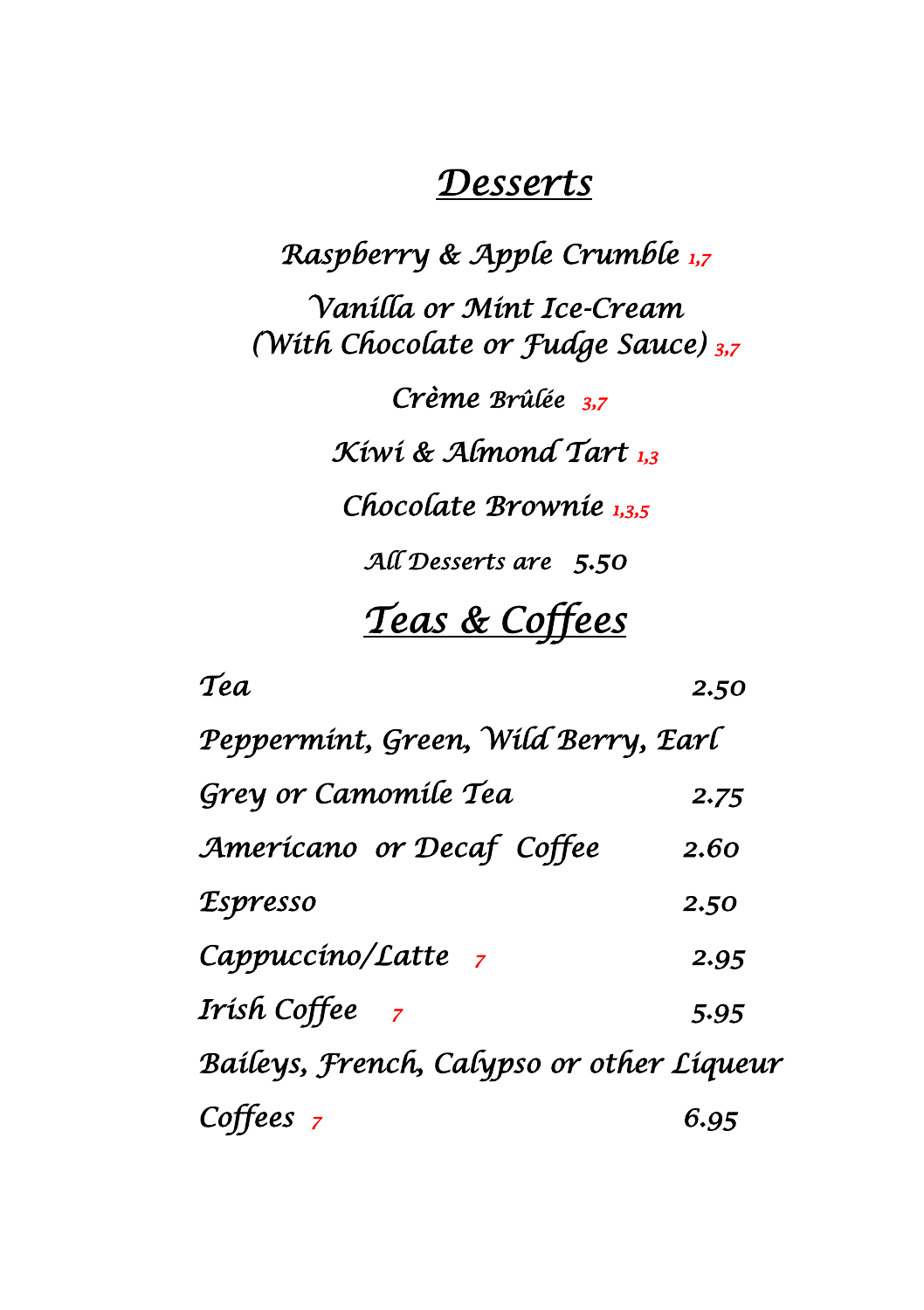# Desserts

Raspberry & Apple Crumble [1,7]

Vanilla or Mint Ice-Cream
(With Chocolate or Fudge Sauce) [3,7]

Crème Brûlée [3,7]

Kiwi & Almond Tart [1,3]

Chocolate Brownie [1,3,5]

All Desserts are 5.50

# Teas & Coffees

| | |
|---|---|
| Tea | 2.50 |
| Peppermint, Green, Wild Berry, Earl Grey or Camomile Tea | 2.75 |
| Americano or Decaf Coffee | 2.60 |
| Espresso | 2.50 |
| Cappuccino/Latte [7] | 2.95 |
| Irish Coffee [7] | 5.95 |
| Baileys, French, Calypso or other Liqueur Coffees [7] | 6.95 |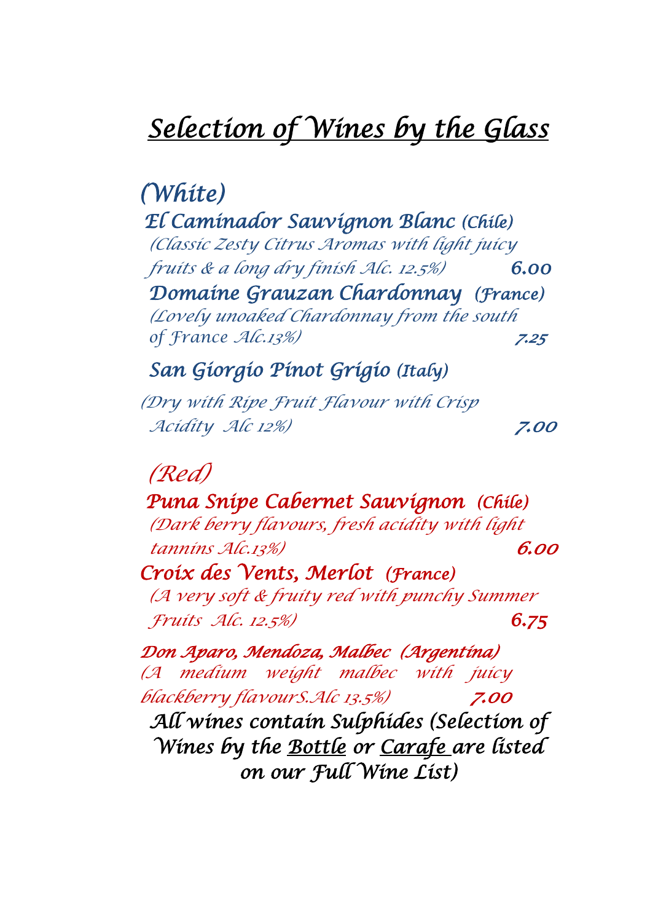# Selection of Wines by the Glass

## (White)

**El Caminador Sauvignon Blanc (Chile)**
*(Classic Zesty Citrus Aromas with light juicy fruits & a long dry finish Alc. 12.5%)* **6.00**

**Domaine Grauzan Chardonnay (France)**
*(Lovely unoaked Chardonnay from the south of France Alc.13%)* **7.25**

**San Giorgio Pinot Grigio (Italy)**
*(Dry with Ripe Fruit Flavour with Crisp Acidity Alc 12%)* **7.00**

## (Red)

**Puna Snipe Cabernet Sauvignon (Chile)**
*(Dark berry flavours, fresh acidity with light tannins Alc.13%)* **6.00**

**Croix des Vents, Merlot (France)**
*(A very soft & fruity red with punchy Summer Fruits Alc. 12.5%)* **6.75**

**Don Aparo, Mendoza, Malbec (Argentina)**
*(A medium weight malbec with juicy blackberry flavourS.Alc 13.5%)* **7.00**

All wines contain Sulphides (Selection of Wines by the Bottle or Carafe are listed on our Full Wine List)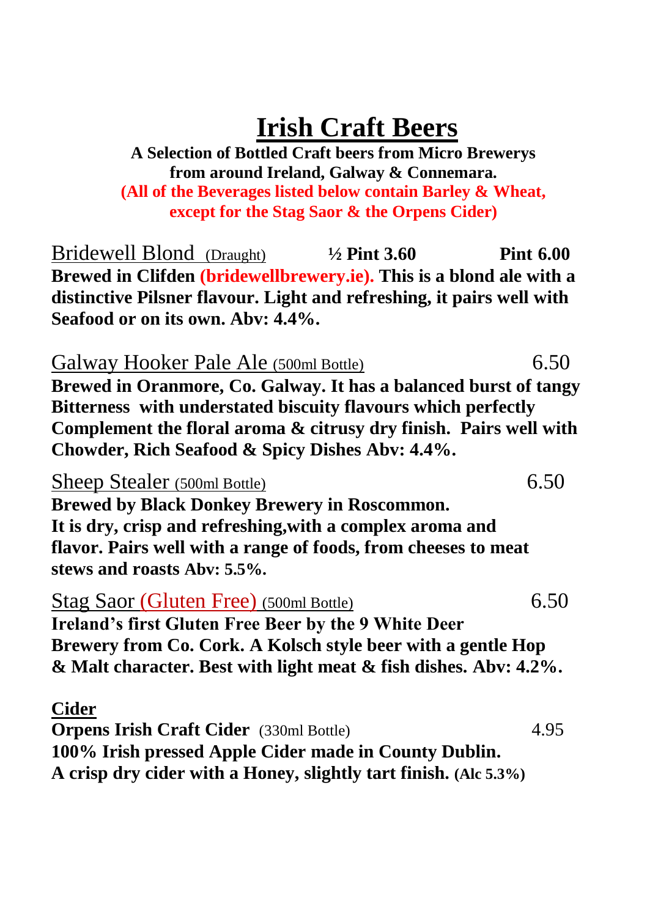# Irish Craft Beers

**A Selection of Bottled Craft beers from Micro Brewerys from around Ireland, Galway & Connemara.**
**(All of the Beverages listed below contain Barley & Wheat, except for the Stag Saor & the Orpens Cider)**

Bridewell Blond (Draught) **½ Pint 3.60** **Pint 6.00**
**Brewed in Clifden (bridewellbrewery.ie). This is a blond ale with a distinctive Pilsner flavour. Light and refreshing, it pairs well with Seafood or on its own. Abv: 4.4%.**

Galway Hooker Pale Ale (500ml Bottle) 6.50
**Brewed in Oranmore, Co. Galway. It has a balanced burst of tangy Bitterness with understated biscuity flavours which perfectly Complement the floral aroma & citrusy dry finish. Pairs well with Chowder, Rich Seafood & Spicy Dishes Abv: 4.4%.**

Sheep Stealer (500ml Bottle) 6.50
**Brewed by Black Donkey Brewery in Roscommon.**
**It is dry, crisp and refreshing,with a complex aroma and flavor. Pairs well with a range of foods, from cheeses to meat stews and roasts Abv: 5.5%.**

Stag Saor (Gluten Free) (500ml Bottle) 6.50
**Ireland's first Gluten Free Beer by the 9 White Deer Brewery from Co. Cork. A Kolsch style beer with a gentle Hop & Malt character. Best with light meat & fish dishes. Abv: 4.2%.**

**Cider**
**Orpens Irish Craft Cider** (330ml Bottle) 4.95
**100% Irish pressed Apple Cider made in County Dublin.**
**A crisp dry cider with a Honey, slightly tart finish. (Alc 5.3%)**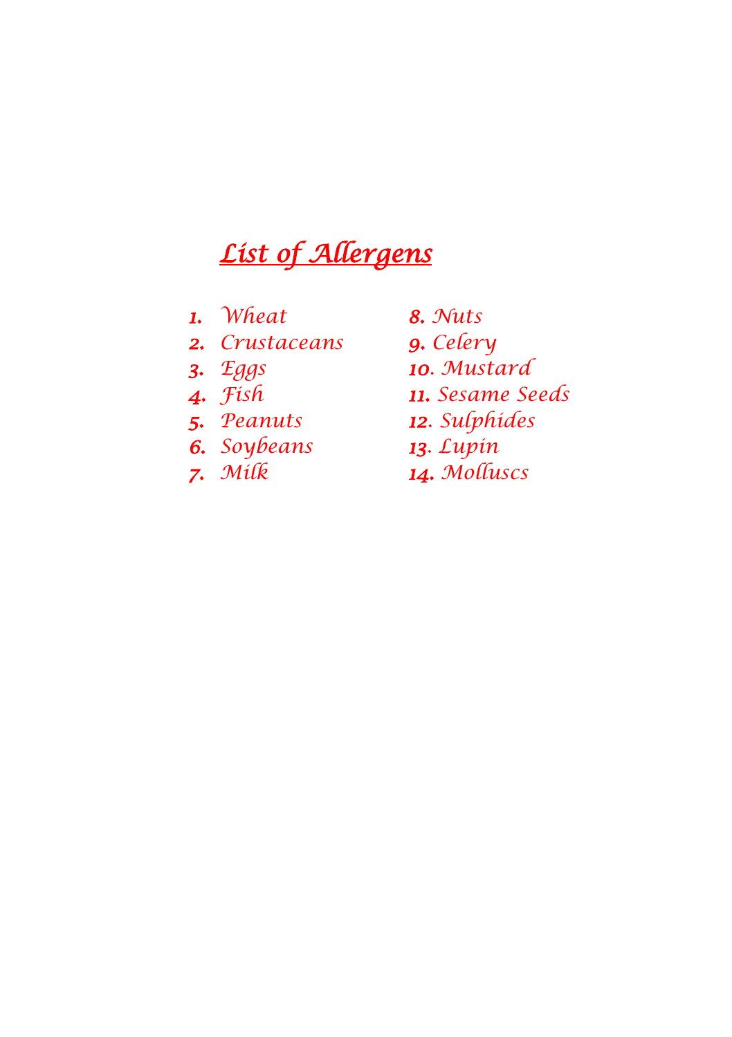# *List of Allergens*

1. *Wheat*
2. *Crustaceans*
3. *Eggs*
4. *Fish*
5. *Peanuts*
6. *Soybeans*
7. *Milk*
8. *Nuts*
9. *Celery*
10. *Mustard*
11. *Sesame Seeds*
12. *Sulphides*
13. *Lupin*
14. *Molluscs*